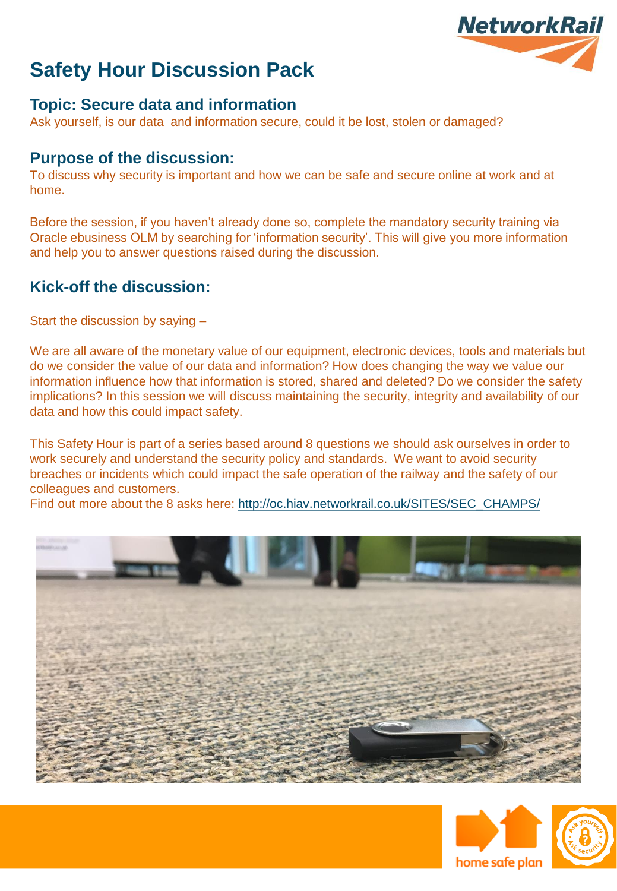# Safety Hour Discussion Pack

## Topic: Secure data and information

Ask yourself, is our data and information secure, could it be lost, stolen or damaged?

## Purpose of the discussion:

To discuss why security is important and how we can be safe and secure online at work and at home.

Before the session, if you haven't already done so, complete the mandatory security training via Oracle ebusiness OLM by searching for 'information security'. This will give you more information and help you to answer questions raised during the discussion.

## Kick-off the discussion:

Start the discussion by saying –

We are all aware of the monetary value of our equipment, electronic devices, tools and materials but do we consider the value of our data and information? How does changing the way we value our information influence how that information is stored, shared and deleted? Do we consider the safety implications? In this session we will discuss maintaining the security, integrity and availability of our data and how this could impact safety.

This Safety Hour is part of a series based around 8 questions we should ask ourselves in order to work securely and understand the security policy and standards. We want to avoid security breaches or incidents which could impact the safe operation of the railway and the safety of our colleagues and customers.
Find out more about the 8 asks here: http://oc.hiav.networkrail.co.uk/SITES/SEC_CHAMPS/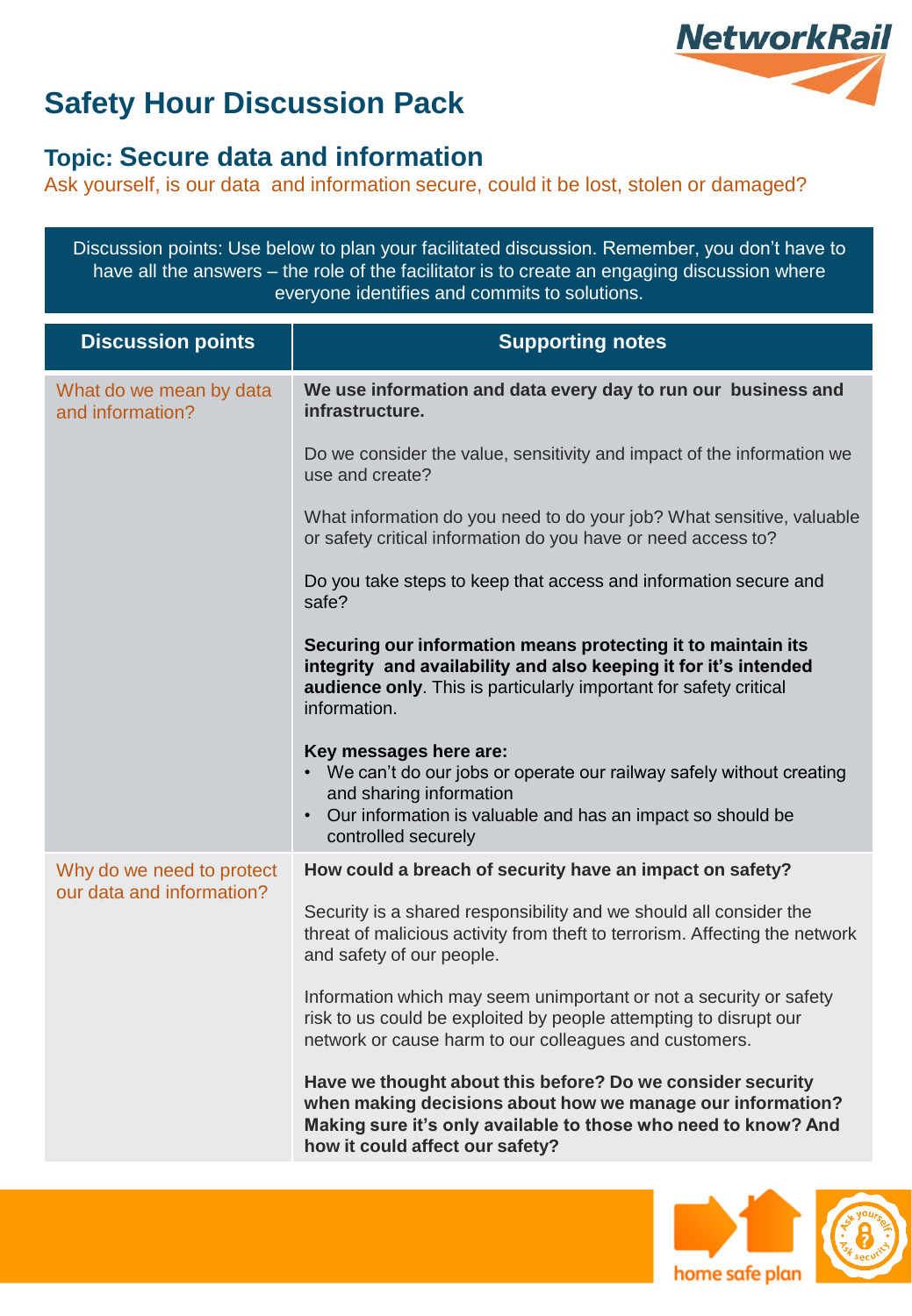# Safety Hour Discussion Pack

## Topic: Secure data and information

Ask yourself, is our data and information secure, could it be lost, stolen or damaged?

Discussion points: Use below to plan your facilitated discussion. Remember, you don't have to have all the answers – the role of the facilitator is to create an engaging discussion where everyone identifies and commits to solutions.

| Discussion points | Supporting notes |
|---|---|
| What do we mean by data and information? | **We use information and data every day to run our business and infrastructure.**<br><br>Do we consider the value, sensitivity and impact of the information we use and create?<br><br>What information do you need to do your job? What sensitive, valuable or safety critical information do you have or need access to?<br><br>Do you take steps to keep that access and information secure and safe?<br><br>**Securing our information means protecting it to maintain its integrity and availability and also keeping it for it's intended audience only**. This is particularly important for safety critical information.<br><br>**Key messages here are:**<br>• We can't do our jobs or operate our railway safely without creating and sharing information<br>• Our information is valuable and has an impact so should be controlled securely |
| Why do we need to protect our data and information? | **How could a breach of security have an impact on safety?**<br><br>Security is a shared responsibility and we should all consider the threat of malicious activity from theft to terrorism. Affecting the network and safety of our people.<br><br>Information which may seem unimportant or not a security or safety risk to us could be exploited by people attempting to disrupt our network or cause harm to our colleagues and customers.<br><br>**Have we thought about this before? Do we consider security when making decisions about how we manage our information? Making sure it's only available to those who need to know? And how it could affect our safety?** |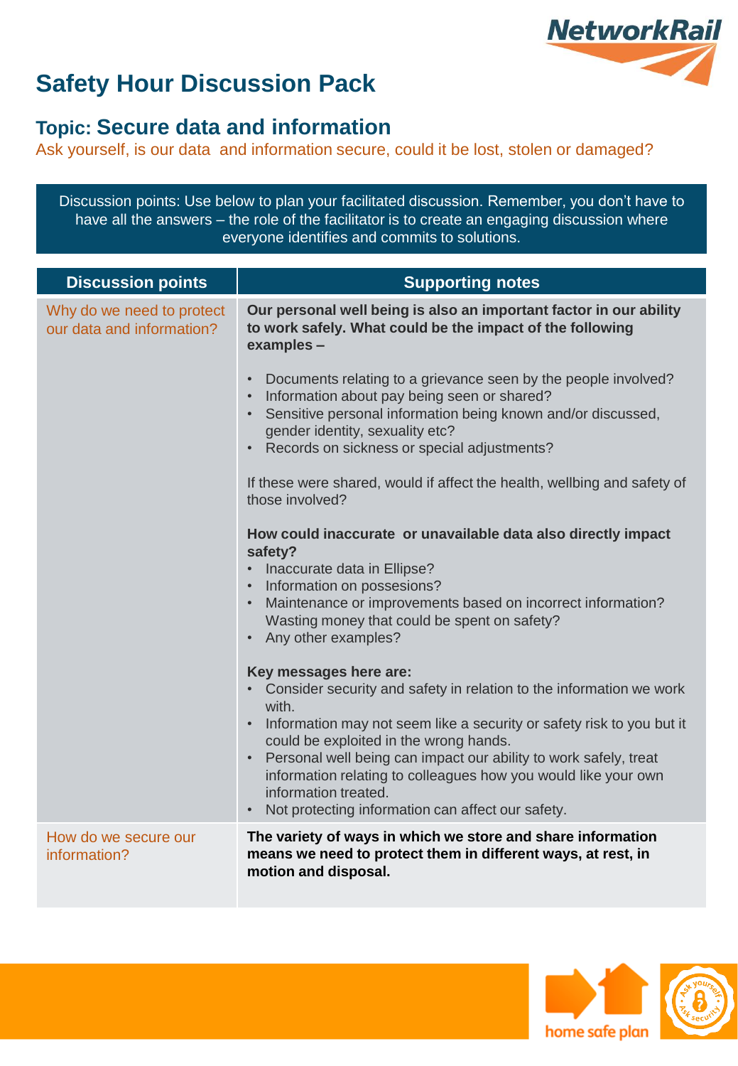# Safety Hour Discussion Pack

## Topic: Secure data and information

Ask yourself, is our data and information secure, could it be lost, stolen or damaged?

Discussion points: Use below to plan your facilitated discussion. Remember, you don't have to have all the answers – the role of the facilitator is to create an engaging discussion where everyone identifies and commits to solutions.

| Discussion points | Supporting notes |
|---|---|
| Why do we need to protect our data and information? | **Our personal well being is also an important factor in our ability to work safely. What could be the impact of the following examples –**<br><br>• Documents relating to a grievance seen by the people involved?<br>• Information about pay being seen or shared?<br>• Sensitive personal information being known and/or discussed, gender identity, sexuality etc?<br>• Records on sickness or special adjustments?<br><br>If these were shared, would if affect the health, wellbing and safety of those involved?<br><br>**How could inaccurate or unavailable data also directly impact safety?**<br>• Inaccurate data in Ellipse?<br>• Information on possesions?<br>• Maintenance or improvements based on incorrect information? Wasting money that could be spent on safety?<br>• Any other examples?<br><br>**Key messages here are:**<br>• Consider security and safety in relation to the information we work with.<br>• Information may not seem like a security or safety risk to you but it could be exploited in the wrong hands.<br>• Personal well being can impact our ability to work safely, treat information relating to colleagues how you would like your own information treated.<br>• Not protecting information can affect our safety. |
| How do we secure our information? | **The variety of ways in which we store and share information means we need to protect them in different ways, at rest, in motion and disposal.** |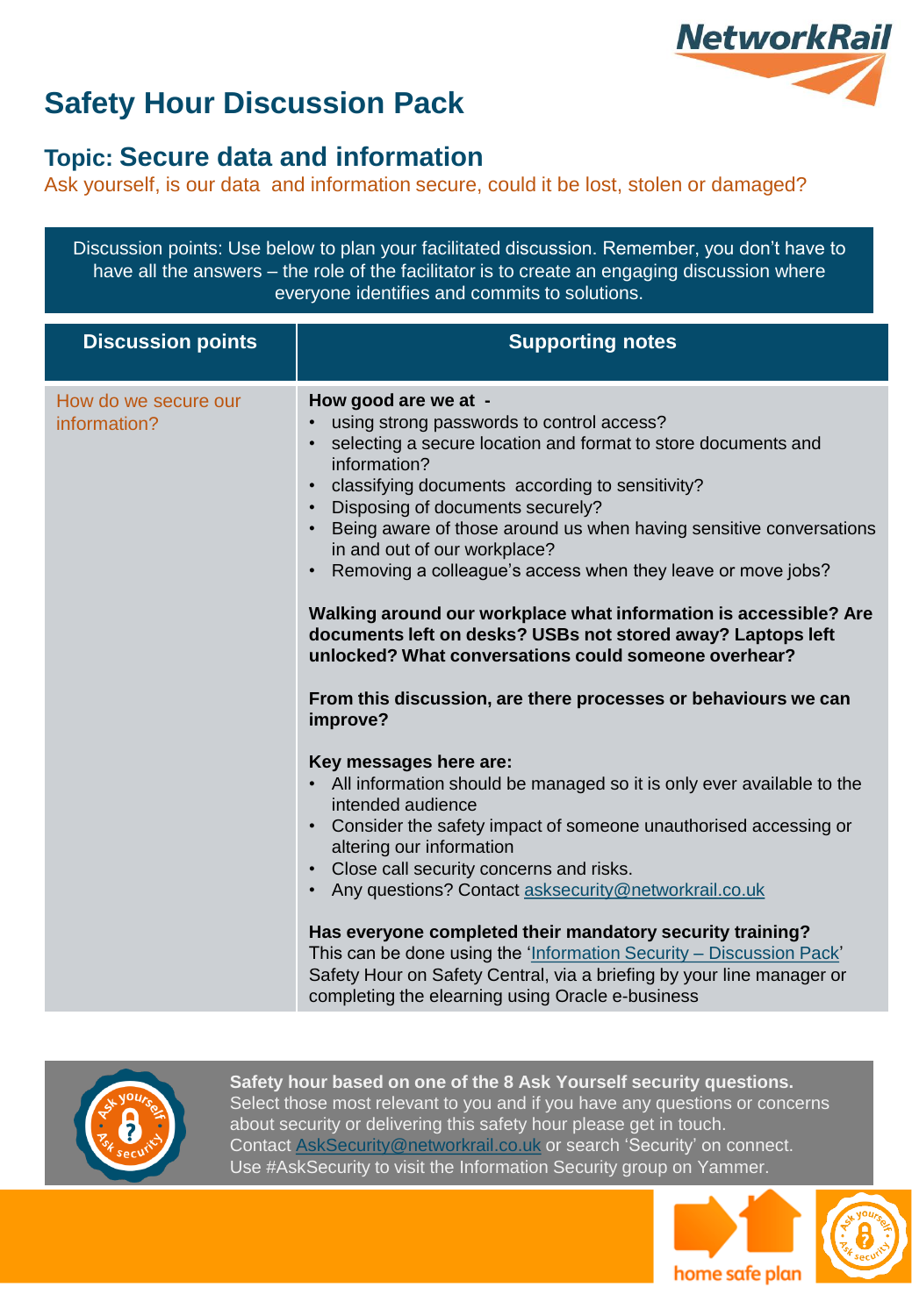# Safety Hour Discussion Pack

## Topic: Secure data and information

Ask yourself, is our data and information secure, could it be lost, stolen or damaged?

Discussion points: Use below to plan your facilitated discussion. Remember, you don't have to have all the answers – the role of the facilitator is to create an engaging discussion where everyone identifies and commits to solutions.

| Discussion points | Supporting notes |
|---|---|
| How do we secure our information? | **How good are we at -**<br>• using strong passwords to control access?<br>• selecting a secure location and format to store documents and information?<br>• classifying documents according to sensitivity?<br>• Disposing of documents securely?<br>• Being aware of those around us when having sensitive conversations in and out of our workplace?<br>• Removing a colleague's access when they leave or move jobs?<br><br>**Walking around our workplace what information is accessible? Are documents left on desks? USBs not stored away? Laptops left unlocked? What conversations could someone overhear?**<br><br>**From this discussion, are there processes or behaviours we can improve?**<br><br>**Key messages here are:**<br>• All information should be managed so it is only ever available to the intended audience<br>• Consider the safety impact of someone unauthorised accessing or altering our information<br>• Close call security concerns and risks.<br>• Any questions? Contact asksecurity@networkrail.co.uk<br><br>**Has everyone completed their mandatory security training?**<br>This can be done using the 'Information Security – Discussion Pack' Safety Hour on Safety Central, via a briefing by your line manager or completing the elearning using Oracle e-business |

**Safety hour based on one of the 8 Ask Yourself security questions.**
Select those most relevant to you and if you have any questions or concerns about security or delivering this safety hour please get in touch.
Contact AskSecurity@networkrail.co.uk or search 'Security' on connect.
Use #AskSecurity to visit the Information Security group on Yammer.